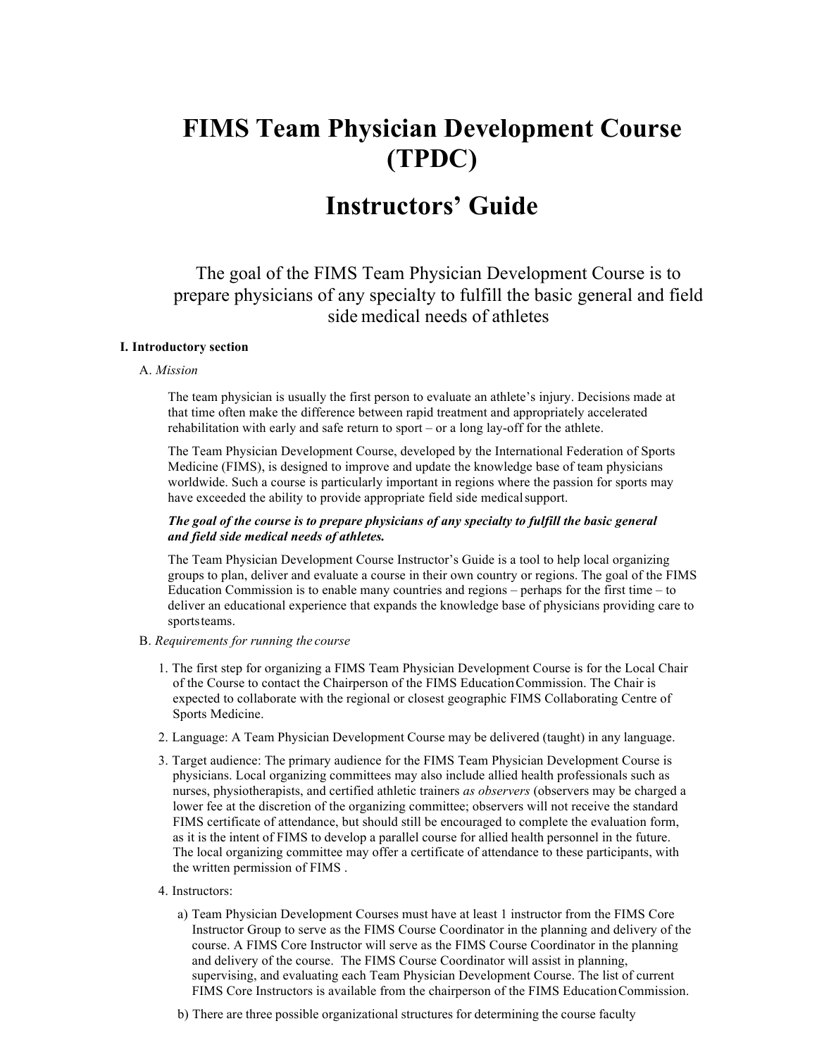# FIMS Team Physician Development Course (TPDC)

# Instructors' Guide

The goal of the FIMS Team Physician Development Course is to prepare physicians of any specialty to fulfill the basic general and field side medical needs of athletes

**I. Introductory section**

A. *Mission*

The team physician is usually the first person to evaluate an athlete's injury. Decisions made at that time often make the difference between rapid treatment and appropriately accelerated rehabilitation with early and safe return to sport – or a long lay-off for the athlete.

The Team Physician Development Course, developed by the International Federation of Sports Medicine (FIMS), is designed to improve and update the knowledge base of team physicians worldwide. Such a course is particularly important in regions where the passion for sports may have exceeded the ability to provide appropriate field side medical support.

***The goal of the course is to prepare physicians of any specialty to fulfill the basic general and field side medical needs of athletes.***

The Team Physician Development Course Instructor's Guide is a tool to help local organizing groups to plan, deliver and evaluate a course in their own country or regions. The goal of the FIMS Education Commission is to enable many countries and regions – perhaps for the first time – to deliver an educational experience that expands the knowledge base of physicians providing care to sports teams.

B. *Requirements for running the course*

1. The first step for organizing a FIMS Team Physician Development Course is for the Local Chair of the Course to contact the Chairperson of the FIMS Education Commission. The Chair is expected to collaborate with the regional or closest geographic FIMS Collaborating Centre of Sports Medicine.
2. Language: A Team Physician Development Course may be delivered (taught) in any language.
3. Target audience: The primary audience for the FIMS Team Physician Development Course is physicians. Local organizing committees may also include allied health professionals such as nurses, physiotherapists, and certified athletic trainers *as observers* (observers may be charged a lower fee at the discretion of the organizing committee; observers will not receive the standard FIMS certificate of attendance, but should still be encouraged to complete the evaluation form, as it is the intent of FIMS to develop a parallel course for allied health personnel in the future. The local organizing committee may offer a certificate of attendance to these participants, with the written permission of FIMS .
4. Instructors:
   a) Team Physician Development Courses must have at least 1 instructor from the FIMS Core Instructor Group to serve as the FIMS Course Coordinator in the planning and delivery of the course. A FIMS Core Instructor will serve as the FIMS Course Coordinator in the planning and delivery of the course. The FIMS Course Coordinator will assist in planning, supervising, and evaluating each Team Physician Development Course. The list of current FIMS Core Instructors is available from the chairperson of the FIMS Education Commission.
   b) There are three possible organizational structures for determining the course faculty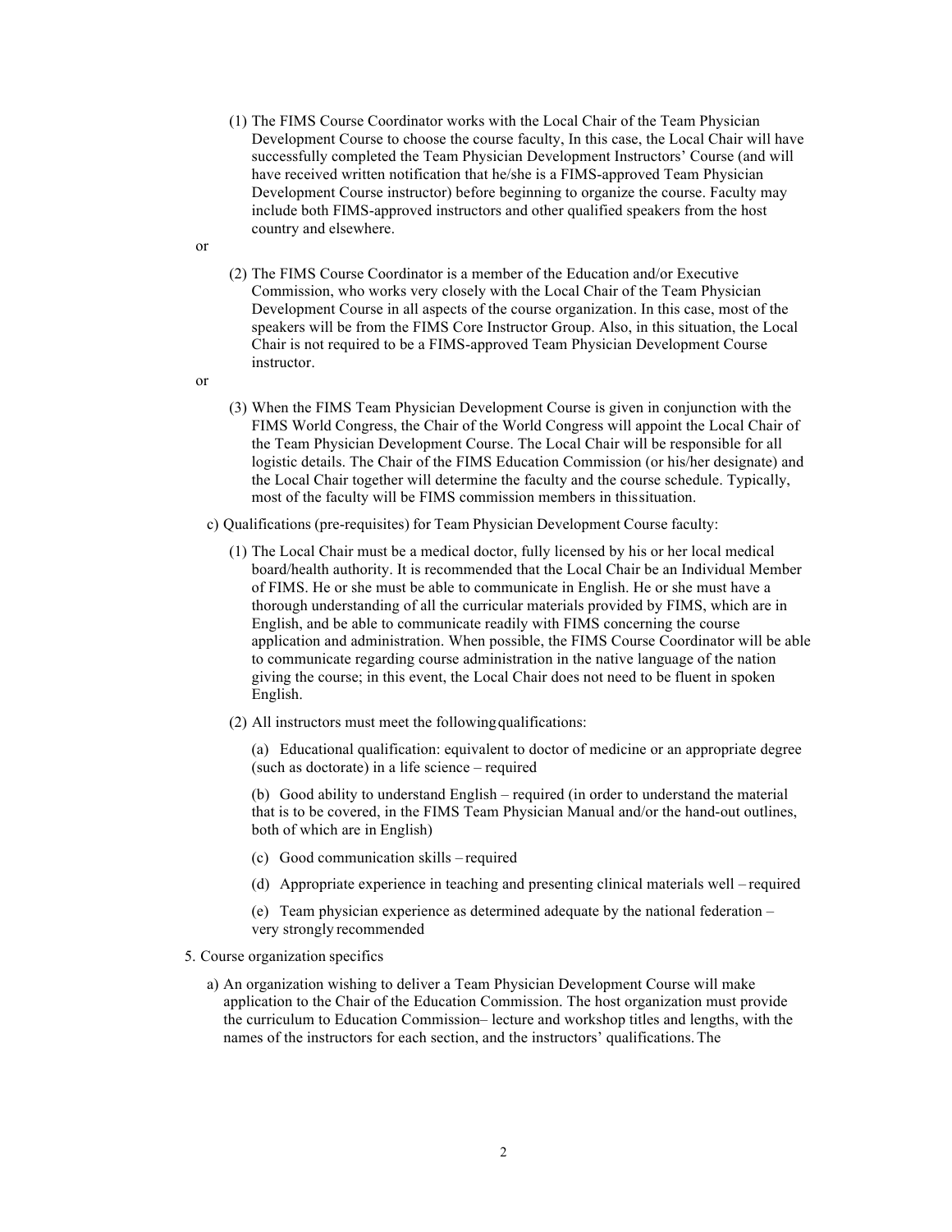(1) The FIMS Course Coordinator works with the Local Chair of the Team Physician Development Course to choose the course faculty, In this case, the Local Chair will have successfully completed the Team Physician Development Instructors' Course (and will have received written notification that he/she is a FIMS-approved Team Physician Development Course instructor) before beginning to organize the course. Faculty may include both FIMS-approved instructors and other qualified speakers from the host country and elsewhere.

or

(2) The FIMS Course Coordinator is a member of the Education and/or Executive Commission, who works very closely with the Local Chair of the Team Physician Development Course in all aspects of the course organization. In this case, most of the speakers will be from the FIMS Core Instructor Group. Also, in this situation, the Local Chair is not required to be a FIMS-approved Team Physician Development Course instructor.

or

(3) When the FIMS Team Physician Development Course is given in conjunction with the FIMS World Congress, the Chair of the World Congress will appoint the Local Chair of the Team Physician Development Course. The Local Chair will be responsible for all logistic details. The Chair of the FIMS Education Commission (or his/her designate) and the Local Chair together will determine the faculty and the course schedule. Typically, most of the faculty will be FIMS commission members in this situation.

c) Qualifications (pre-requisites) for Team Physician Development Course faculty:

(1) The Local Chair must be a medical doctor, fully licensed by his or her local medical board/health authority. It is recommended that the Local Chair be an Individual Member of FIMS. He or she must be able to communicate in English. He or she must have a thorough understanding of all the curricular materials provided by FIMS, which are in English, and be able to communicate readily with FIMS concerning the course application and administration. When possible, the FIMS Course Coordinator will be able to communicate regarding course administration in the native language of the nation giving the course; in this event, the Local Chair does not need to be fluent in spoken English.

(2) All instructors must meet the following qualifications:

(a) Educational qualification: equivalent to doctor of medicine or an appropriate degree (such as doctorate) in a life science – required

(b) Good ability to understand English – required (in order to understand the material that is to be covered, in the FIMS Team Physician Manual and/or the hand-out outlines, both of which are in English)

(c) Good communication skills – required

(d) Appropriate experience in teaching and presenting clinical materials well – required

(e) Team physician experience as determined adequate by the national federation – very strongly recommended

5. Course organization specifics

a) An organization wishing to deliver a Team Physician Development Course will make application to the Chair of the Education Commission. The host organization must provide the curriculum to Education Commission– lecture and workshop titles and lengths, with the names of the instructors for each section, and the instructors' qualifications. The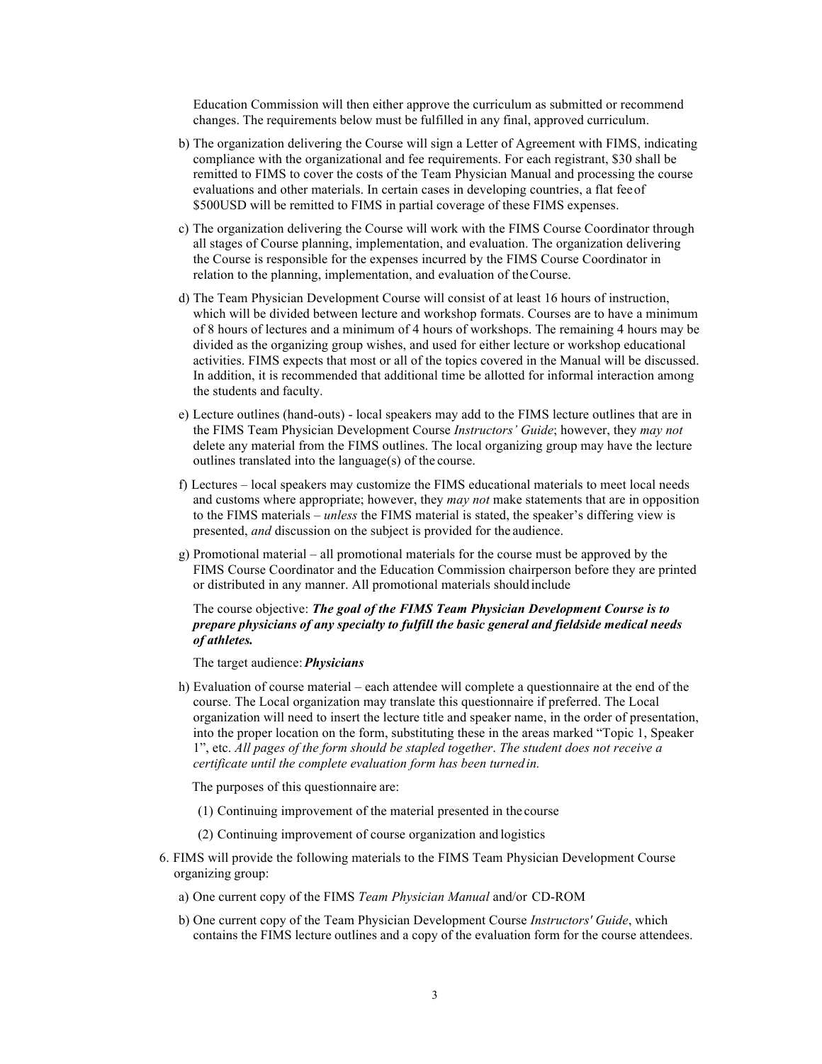Education Commission will then either approve the curriculum as submitted or recommend changes. The requirements below must be fulfilled in any final, approved curriculum.

b) The organization delivering the Course will sign a Letter of Agreement with FIMS, indicating compliance with the organizational and fee requirements. For each registrant, $30 shall be remitted to FIMS to cover the costs of the Team Physician Manual and processing the course evaluations and other materials. In certain cases in developing countries, a flat fee of $500USD will be remitted to FIMS in partial coverage of these FIMS expenses.

c) The organization delivering the Course will work with the FIMS Course Coordinator through all stages of Course planning, implementation, and evaluation. The organization delivering the Course is responsible for the expenses incurred by the FIMS Course Coordinator in relation to the planning, implementation, and evaluation of the Course.

d) The Team Physician Development Course will consist of at least 16 hours of instruction, which will be divided between lecture and workshop formats. Courses are to have a minimum of 8 hours of lectures and a minimum of 4 hours of workshops. The remaining 4 hours may be divided as the organizing group wishes, and used for either lecture or workshop educational activities. FIMS expects that most or all of the topics covered in the Manual will be discussed. In addition, it is recommended that additional time be allotted for informal interaction among the students and faculty.

e) Lecture outlines (hand-outs) - local speakers may add to the FIMS lecture outlines that are in the FIMS Team Physician Development Course *Instructors' Guide*; however, they *may not* delete any material from the FIMS outlines. The local organizing group may have the lecture outlines translated into the language(s) of the course.

f) Lectures – local speakers may customize the FIMS educational materials to meet local needs and customs where appropriate; however, they *may not* make statements that are in opposition to the FIMS materials – *unless* the FIMS material is stated, the speaker's differing view is presented, *and* discussion on the subject is provided for the audience.

g) Promotional material – all promotional materials for the course must be approved by the FIMS Course Coordinator and the Education Commission chairperson before they are printed or distributed in any manner. All promotional materials should include

The course objective: ***The goal of the FIMS Team Physician Development Course is to prepare physicians of any specialty to fulfill the basic general and fieldside medical needs of athletes.***

The target audience: ***Physicians***

h) Evaluation of course material – each attendee will complete a questionnaire at the end of the course. The Local organization may translate this questionnaire if preferred. The Local organization will need to insert the lecture title and speaker name, in the order of presentation, into the proper location on the form, substituting these in the areas marked "Topic 1, Speaker 1", etc. *All pages of the form should be stapled together*. *The student does not receive a certificate until the complete evaluation form has been turned in.*

The purposes of this questionnaire are:

(1) Continuing improvement of the material presented in the course

(2) Continuing improvement of course organization and logistics

6. FIMS will provide the following materials to the FIMS Team Physician Development Course organizing group:

a) One current copy of the FIMS *Team Physician Manual* and/or CD-ROM

b) One current copy of the Team Physician Development Course *Instructors' Guide*, which contains the FIMS lecture outlines and a copy of the evaluation form for the course attendees.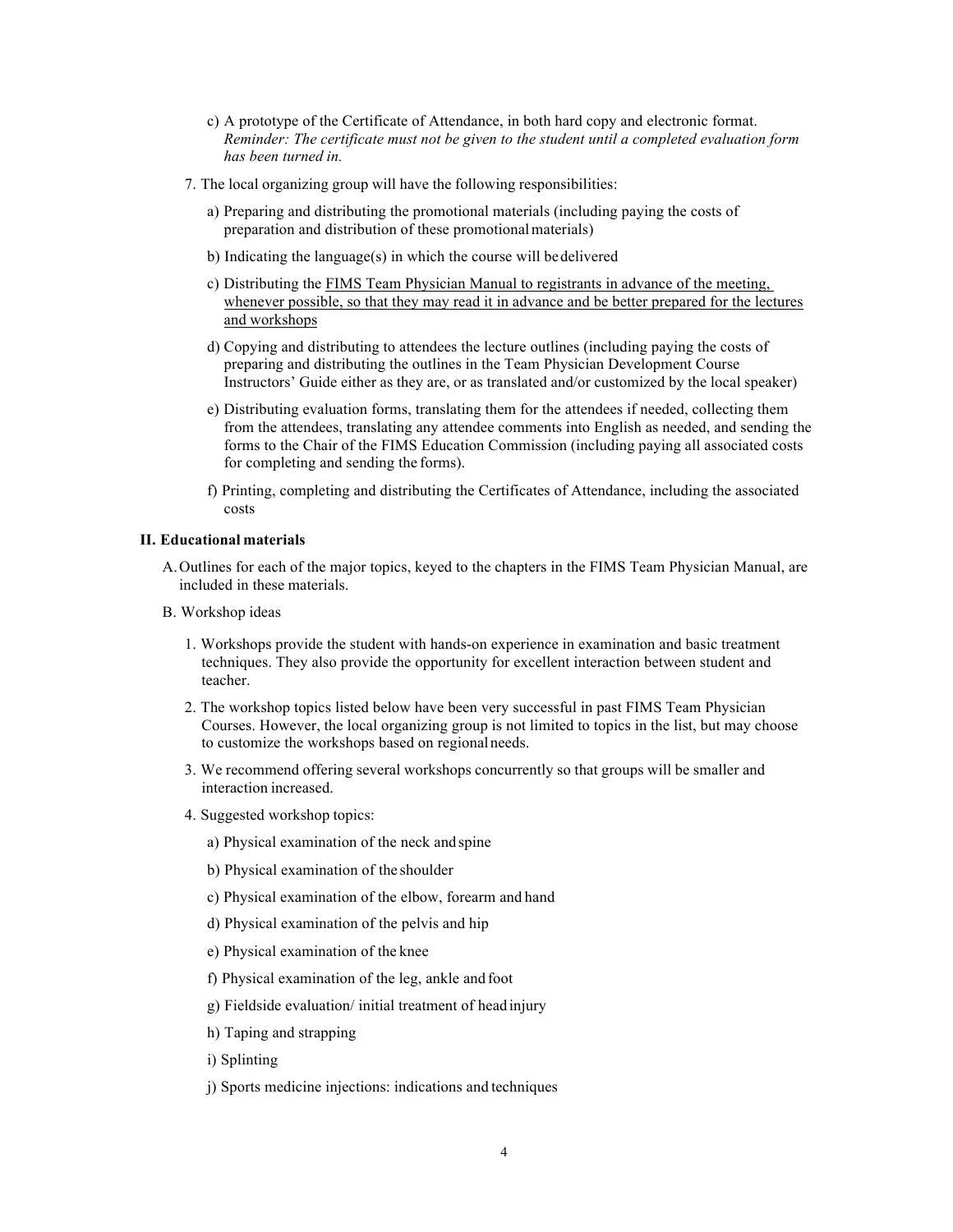c) A prototype of the Certificate of Attendance, in both hard copy and electronic format. *Reminder: The certificate must not be given to the student until a completed evaluation form has been turned in.*

7. The local organizing group will have the following responsibilities:

   a) Preparing and distributing the promotional materials (including paying the costs of preparation and distribution of these promotional materials)

   b) Indicating the language(s) in which the course will be delivered

   c) Distributing the <u>FIMS Team Physician Manual to registrants in advance of the meeting, whenever possible, so that they may read it in advance and be better prepared for the lectures and workshops</u>

   d) Copying and distributing to attendees the lecture outlines (including paying the costs of preparing and distributing the outlines in the Team Physician Development Course Instructors' Guide either as they are, or as translated and/or customized by the local speaker)

   e) Distributing evaluation forms, translating them for the attendees if needed, collecting them from the attendees, translating any attendee comments into English as needed, and sending the forms to the Chair of the FIMS Education Commission (including paying all associated costs for completing and sending the forms).

   f) Printing, completing and distributing the Certificates of Attendance, including the associated costs

**II. Educational materials**

A. Outlines for each of the major topics, keyed to the chapters in the FIMS Team Physician Manual, are included in these materials.

B. Workshop ideas

1. Workshops provide the student with hands-on experience in examination and basic treatment techniques. They also provide the opportunity for excellent interaction between student and teacher.

2. The workshop topics listed below have been very successful in past FIMS Team Physician Courses. However, the local organizing group is not limited to topics in the list, but may choose to customize the workshops based on regional needs.

3. We recommend offering several workshops concurrently so that groups will be smaller and interaction increased.

4. Suggested workshop topics:

   a) Physical examination of the neck and spine

   b) Physical examination of the shoulder

   c) Physical examination of the elbow, forearm and hand

   d) Physical examination of the pelvis and hip

   e) Physical examination of the knee

   f) Physical examination of the leg, ankle and foot

   g) Fieldside evaluation/ initial treatment of head injury

   h) Taping and strapping

   i) Splinting

   j) Sports medicine injections: indications and techniques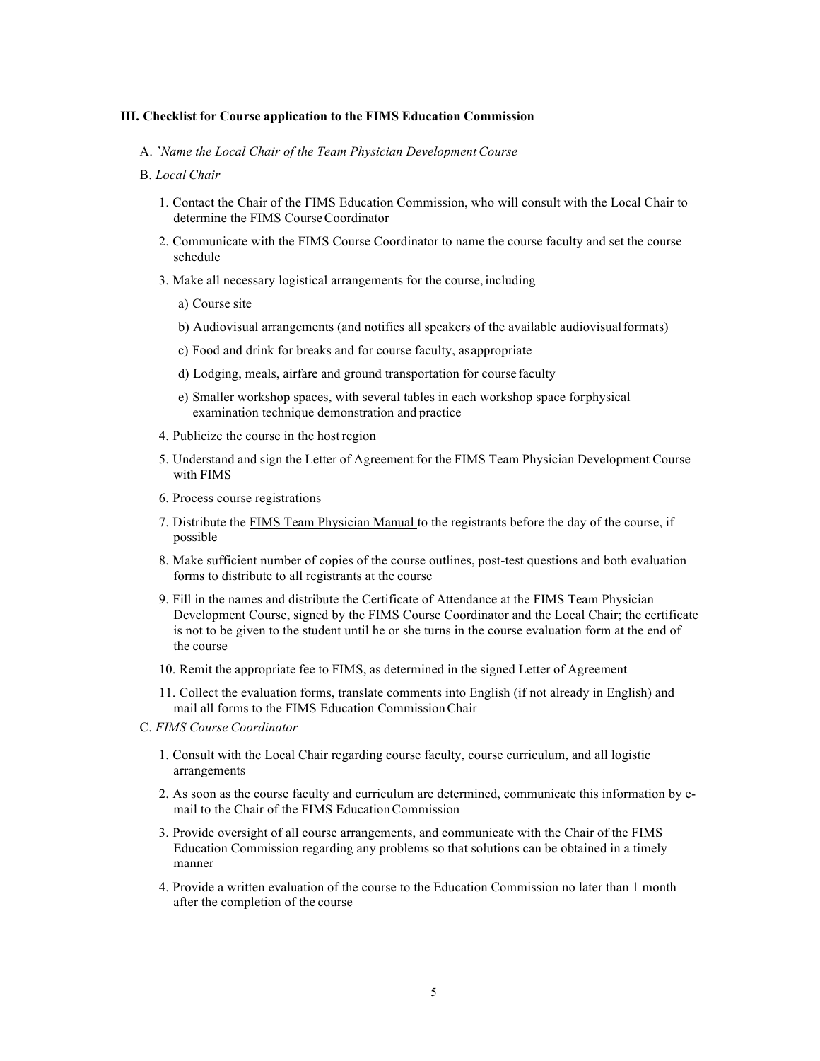### III. Checklist for Course application to the FIMS Education Commission

A. `*Name the Local Chair of the Team Physician Development Course*

B. *Local Chair*

1. Contact the Chair of the FIMS Education Commission, who will consult with the Local Chair to determine the FIMS Course Coordinator
2. Communicate with the FIMS Course Coordinator to name the course faculty and set the course schedule
3. Make all necessary logistical arrangements for the course, including
   a) Course site
   b) Audiovisual arrangements (and notifies all speakers of the available audiovisual formats)
   c) Food and drink for breaks and for course faculty, as appropriate
   d) Lodging, meals, airfare and ground transportation for course faculty
   e) Smaller workshop spaces, with several tables in each workshop space for physical examination technique demonstration and practice
4. Publicize the course in the host region
5. Understand and sign the Letter of Agreement for the FIMS Team Physician Development Course with FIMS
6. Process course registrations
7. Distribute the <u>FIMS Team Physician Manual</u> to the registrants before the day of the course, if possible
8. Make sufficient number of copies of the course outlines, post-test questions and both evaluation forms to distribute to all registrants at the course
9. Fill in the names and distribute the Certificate of Attendance at the FIMS Team Physician Development Course, signed by the FIMS Course Coordinator and the Local Chair; the certificate is not to be given to the student until he or she turns in the course evaluation form at the end of the course
10. Remit the appropriate fee to FIMS, as determined in the signed Letter of Agreement
11. Collect the evaluation forms, translate comments into English (if not already in English) and mail all forms to the FIMS Education Commission Chair

C. *FIMS Course Coordinator*

1. Consult with the Local Chair regarding course faculty, course curriculum, and all logistic arrangements
2. As soon as the course faculty and curriculum are determined, communicate this information by e-mail to the Chair of the FIMS Education Commission
3. Provide oversight of all course arrangements, and communicate with the Chair of the FIMS Education Commission regarding any problems so that solutions can be obtained in a timely manner
4. Provide a written evaluation of the course to the Education Commission no later than 1 month after the completion of the course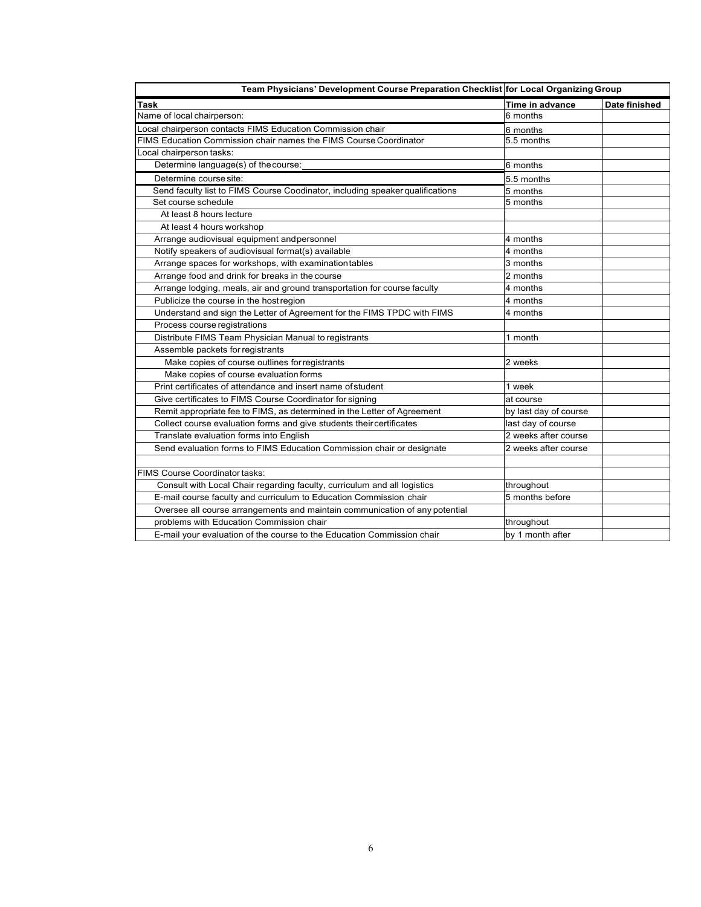| Team Physicians' Development Course Preparation Checklist for Local Organizing Group | | |
|---|---|---|
| **Task** | **Time in advance** | **Date finished** |
| Name of local chairperson: | 6 months | |
| Local chairperson contacts FIMS Education Commission chair | 6 months | |
| FIMS Education Commission chair names the FIMS Course Coordinator | 5.5 months | |
| Local chairperson tasks: | | |
| Determine language(s) of the course: | 6 months | |
| Determine course site: | 5.5 months | |
| Send faculty list to FIMS Course Coodinator, including speaker qualifications | 5 months | |
| Set course schedule | 5 months | |
| At least 8 hours lecture | | |
| At least 4 hours workshop | | |
| Arrange audiovisual equipment and personnel | 4 months | |
| Notify speakers of audiovisual format(s) available | 4 months | |
| Arrange spaces for workshops, with examination tables | 3 months | |
| Arrange food and drink for breaks in the course | 2 months | |
| Arrange lodging, meals, air and ground transportation for course faculty | 4 months | |
| Publicize the course in the host region | 4 months | |
| Understand and sign the Letter of Agreement for the FIMS TPDC with FIMS | 4 months | |
| Process course registrations | | |
| Distribute FIMS Team Physician Manual to registrants | 1 month | |
| Assemble packets for registrants | | |
| Make copies of course outlines for registrants | 2 weeks | |
| Make copies of course evaluation forms | | |
| Print certificates of attendance and insert name of student | 1 week | |
| Give certificates to FIMS Course Coordinator for signing | at course | |
| Remit appropriate fee to FIMS, as determined in the Letter of Agreement | by last day of course | |
| Collect course evaluation forms and give students their certificates | last day of course | |
| Translate evaluation forms into English | 2 weeks after course | |
| Send evaluation forms to FIMS Education Commission chair or designate | 2 weeks after course | |
| | | |
| FIMS Course Coordinator tasks: | | |
| Consult with Local Chair regarding faculty, curriculum and all logistics | throughout | |
| E-mail course faculty and curriculum to Education Commission chair | 5 months before | |
| Oversee all course arrangements and maintain communication of any potential problems with Education Commission chair | throughout | |
| E-mail your evaluation of the course to the Education Commission chair | by 1 month after | |